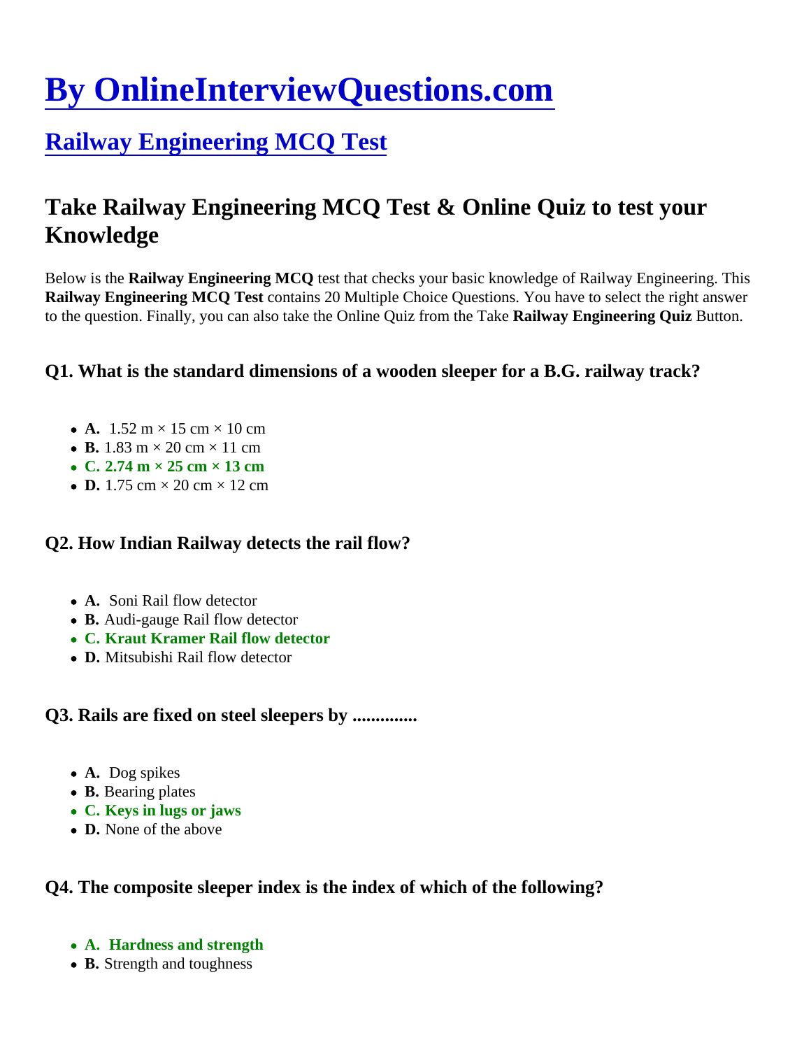# [By OnlineInterviewQuestions.com]

## [Railway Engineering MCQ Test]

## Take Railway Engineering MCQ Test & Online Quiz to test your Knowledge

Below is the **Railway Engineering MCQ** test that checks your basic knowledge of Railway Engineering. This **Railway Engineering MCQ Test** contains 20 Multiple Choice Questions. You have to select the right answer to the question. Finally, you can also take the Online Quiz from the Take **Railway Engineering Quiz** Button.

### Q1. What is the standard dimensions of a wooden sleeper for a B.G. railway track?

- **A.** 1.52 m × 15 cm × 10 cm
- **B.** 1.83 m × 20 cm × 11 cm
- **C. 2.74 m × 25 cm × 13 cm**
- **D.** 1.75 cm × 20 cm × 12 cm

### Q2. How Indian Railway detects the rail flow?

- **A.** Soni Rail flow detector
- **B.** Audi-gauge Rail flow detector
- **C. Kraut Kramer Rail flow detector**
- **D.** Mitsubishi Rail flow detector

### Q3. Rails are fixed on steel sleepers by ..............

- **A.** Dog spikes
- **B.** Bearing plates
- **C. Keys in lugs or jaws**
- **D.** None of the above

### Q4. The composite sleeper index is the index of which of the following?

- **A. Hardness and strength**
- **B.** Strength and toughness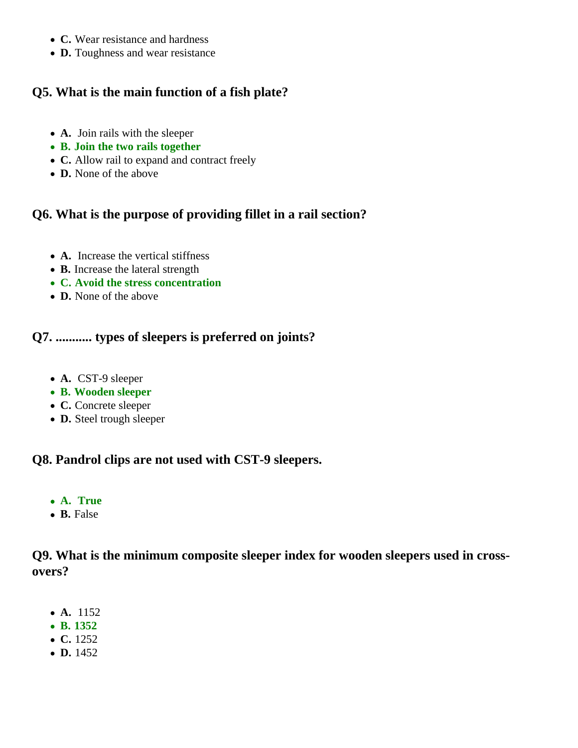- **C.** Wear resistance and hardness
- **D.** Toughness and wear resistance

### Q5. What is the main function of a fish plate?

- **A.** Join rails with the sleeper
- **B. Join the two rails together**
- **C.** Allow rail to expand and contract freely
- **D.** None of the above

### Q6. What is the purpose of providing fillet in a rail section?

- **A.** Increase the vertical stiffness
- **B.** Increase the lateral strength
- **C. Avoid the stress concentration**
- **D.** None of the above

### Q7. ........... types of sleepers is preferred on joints?

- **A.** CST-9 sleeper
- **B. Wooden sleeper**
- **C.** Concrete sleeper
- **D.** Steel trough sleeper

### Q8. Pandrol clips are not used with CST-9 sleepers.

- **A. True**
- **B.** False

### Q9. What is the minimum composite sleeper index for wooden sleepers used in cross-overs?

- **A.** 1152
- **B. 1352**
- **C.** 1252
- **D.** 1452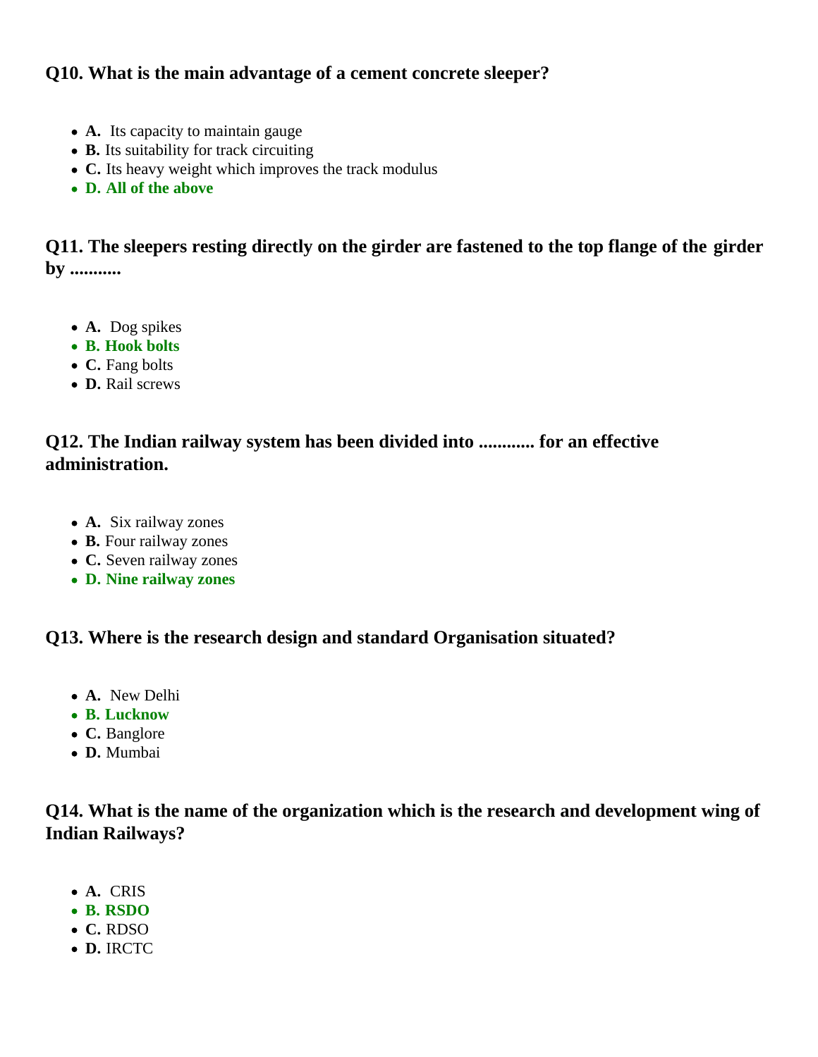### Q10. What is the main advantage of a cement concrete sleeper?

- **A.** Its capacity to maintain gauge
- **B.** Its suitability for track circuiting
- **C.** Its heavy weight which improves the track modulus
- **D. All of the above**

### Q11. The sleepers resting directly on the girder are fastened to the top flange of the girder by ...........

- **A.** Dog spikes
- **B. Hook bolts**
- **C.** Fang bolts
- **D.** Rail screws

### Q12. The Indian railway system has been divided into ............ for an effective administration.

- **A.** Six railway zones
- **B.** Four railway zones
- **C.** Seven railway zones
- **D. Nine railway zones**

### Q13. Where is the research design and standard Organisation situated?

- **A.** New Delhi
- **B. Lucknow**
- **C.** Banglore
- **D.** Mumbai

### Q14. What is the name of the organization which is the research and development wing of Indian Railways?

- **A.** CRIS
- **B. RSDO**
- **C.** RDSO
- **D.** IRCTC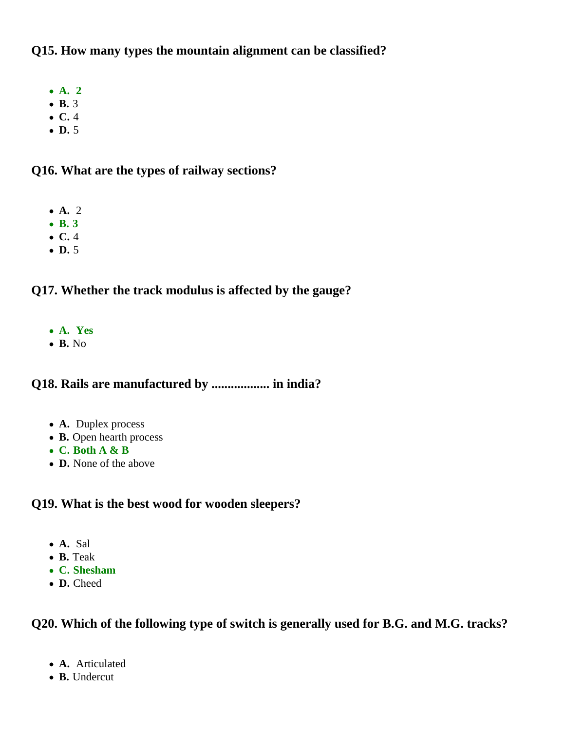### Q15. How many types the mountain alignment can be classified?

- **A. 2**
- **B.** 3
- **C.** 4
- **D.** 5

### Q16. What are the types of railway sections?

- **A.** 2
- **B. 3**
- **C.** 4
- **D.** 5

### Q17. Whether the track modulus is affected by the gauge?

- **A. Yes**
- **B.** No

### Q18. Rails are manufactured by .................. in india?

- **A.** Duplex process
- **B.** Open hearth process
- **C. Both A & B**
- **D.** None of the above

### Q19. What is the best wood for wooden sleepers?

- **A.** Sal
- **B.** Teak
- **C. Shesham**
- **D.** Cheed

### Q20. Which of the following type of switch is generally used for B.G. and M.G. tracks?

- **A.** Articulated
- **B.** Undercut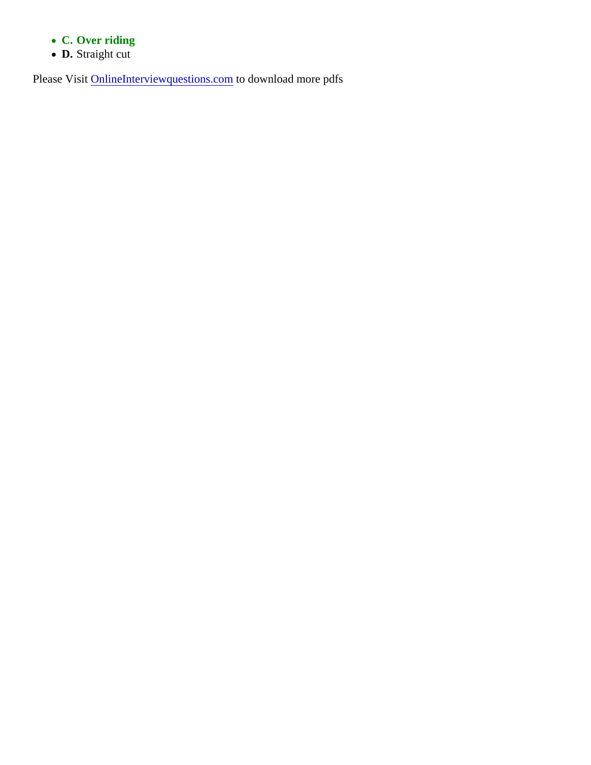- **C. Over riding**
- **D.** Straight cut

Please Visit [OnlineInterviewquestions.com](OnlineInterviewquestions.com) to download more pdfs